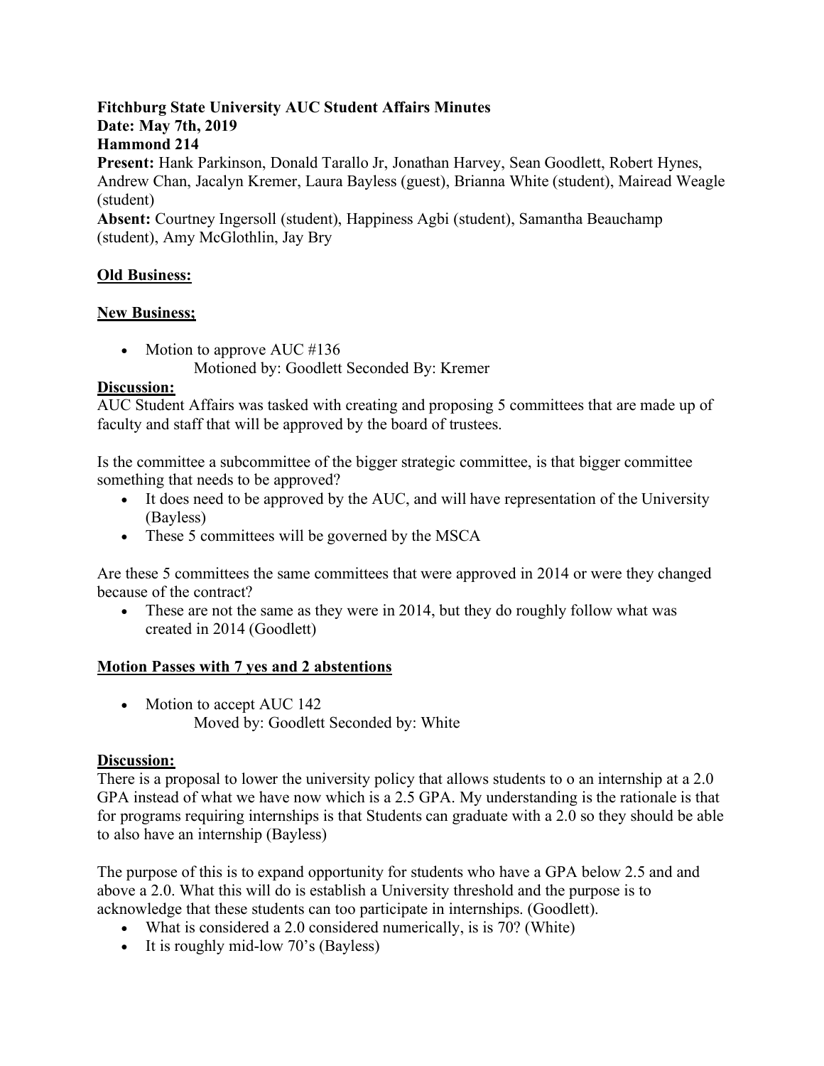**Fitchburg State University AUC Student Affairs Minutes**
**Date: May 7th, 2019**
**Hammond 214**

**Present:** Hank Parkinson, Donald Tarallo Jr, Jonathan Harvey, Sean Goodlett, Robert Hynes, Andrew Chan, Jacalyn Kremer, Laura Bayless (guest), Brianna White (student), Mairead Weagle (student)

**Absent:** Courtney Ingersoll (student), Happiness Agbi (student), Samantha Beauchamp (student), Amy McGlothlin, Jay Bry

**<u>Old Business:</u>**

**<u>New Business;</u>**

- Motion to approve AUC #136
  Motioned by: Goodlett Seconded By: Kremer

**<u>Discussion:</u>**

AUC Student Affairs was tasked with creating and proposing 5 committees that are made up of faculty and staff that will be approved by the board of trustees.

Is the committee a subcommittee of the bigger strategic committee, is that bigger committee something that needs to be approved?

- It does need to be approved by the AUC, and will have representation of the University (Bayless)
- These 5 committees will be governed by the MSCA

Are these 5 committees the same committees that were approved in 2014 or were they changed because of the contract?

- These are not the same as they were in 2014, but they do roughly follow what was created in 2014 (Goodlett)

**<u>Motion Passes with 7 yes and 2 abstentions</u>**

- Motion to accept AUC 142
  Moved by: Goodlett Seconded by: White

**<u>Discussion:</u>**

There is a proposal to lower the university policy that allows students to o an internship at a 2.0 GPA instead of what we have now which is a 2.5 GPA. My understanding is the rationale is that for programs requiring internships is that Students can graduate with a 2.0 so they should be able to also have an internship (Bayless)

The purpose of this is to expand opportunity for students who have a GPA below 2.5 and and above a 2.0. What this will do is establish a University threshold and the purpose is to acknowledge that these students can too participate in internships. (Goodlett).

- What is considered a 2.0 considered numerically, is is 70? (White)
- It is roughly mid-low 70's (Bayless)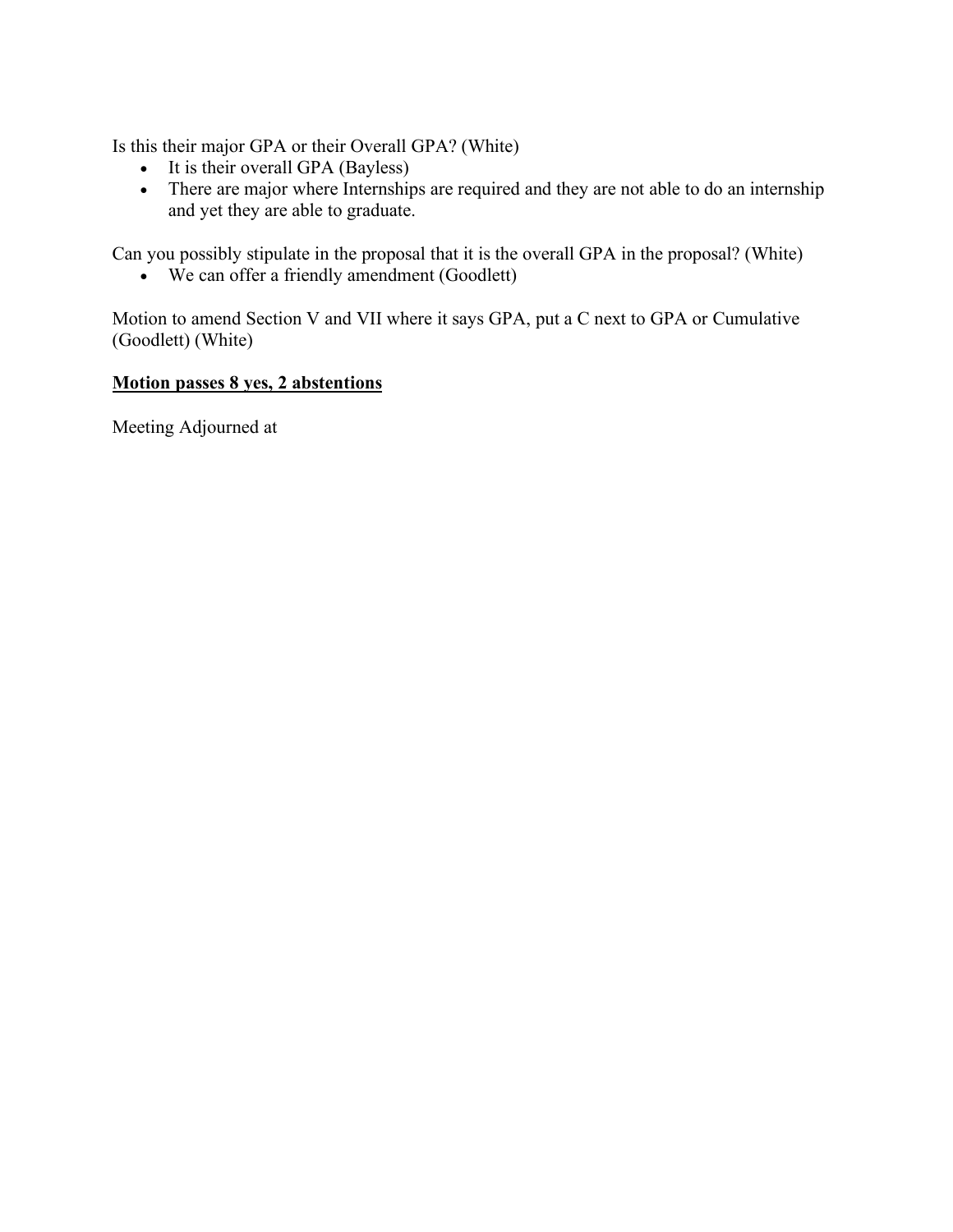Is this their major GPA or their Overall GPA? (White)

- It is their overall GPA (Bayless)
- There are major where Internships are required and they are not able to do an internship and yet they are able to graduate.

Can you possibly stipulate in the proposal that it is the overall GPA in the proposal? (White)

- We can offer a friendly amendment (Goodlett)

Motion to amend Section V and VII where it says GPA, put a C next to GPA or Cumulative (Goodlett) (White)

**<u>Motion passes 8 yes, 2 abstentions</u>**

Meeting Adjourned at